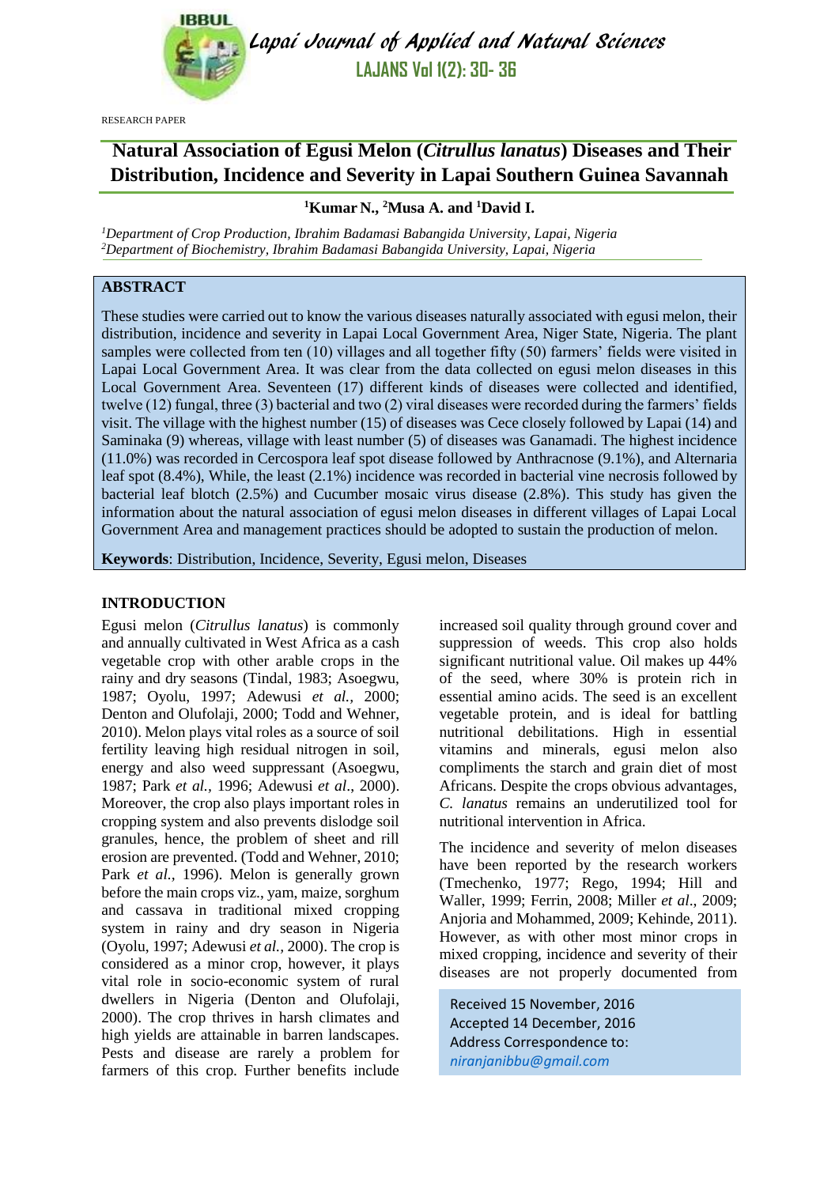RESEARCH PAPER

# Natural Association of Egusi Melon (*Citrullus lanatus*) Diseases and Their Distribution, Incidence and Severity in Lapai Southern Guinea Savannah

**[1]Kumar N., [2]Musa A. and [1]David I.**

*[1]Department of Crop Production, Ibrahim Badamasi Babangida University, Lapai, Nigeria*
*[2]Department of Biochemistry, Ibrahim Badamasi Babangida University, Lapai, Nigeria*

## ABSTRACT

These studies were carried out to know the various diseases naturally associated with egusi melon, their distribution, incidence and severity in Lapai Local Government Area, Niger State, Nigeria. The plant samples were collected from ten (10) villages and all together fifty (50) farmers' fields were visited in Lapai Local Government Area. It was clear from the data collected on egusi melon diseases in this Local Government Area. Seventeen (17) different kinds of diseases were collected and identified, twelve (12) fungal, three (3) bacterial and two (2) viral diseases were recorded during the farmers' fields visit. The village with the highest number (15) of diseases was Cece closely followed by Lapai (14) and Saminaka (9) whereas, village with least number (5) of diseases was Ganamadi. The highest incidence (11.0%) was recorded in Cercospora leaf spot disease followed by Anthracnose (9.1%), and Alternaria leaf spot (8.4%), While, the least (2.1%) incidence was recorded in bacterial vine necrosis followed by bacterial leaf blotch (2.5%) and Cucumber mosaic virus disease (2.8%). This study has given the information about the natural association of egusi melon diseases in different villages of Lapai Local Government Area and management practices should be adopted to sustain the production of melon.

**Keywords**: Distribution, Incidence, Severity, Egusi melon, Diseases

## INTRODUCTION

Egusi melon (*Citrullus lanatus*) is commonly and annually cultivated in West Africa as a cash vegetable crop with other arable crops in the rainy and dry seasons (Tindal, 1983; Asoegwu, 1987; Oyolu, 1997; Adewusi *et al.,* 2000; Denton and Olufolaji, 2000; Todd and Wehner, 2010). Melon plays vital roles as a source of soil fertility leaving high residual nitrogen in soil, energy and also weed suppressant (Asoegwu, 1987; Park *et al.,* 1996; Adewusi *et al*., 2000). Moreover, the crop also plays important roles in cropping system and also prevents dislodge soil granules, hence, the problem of sheet and rill erosion are prevented. (Todd and Wehner, 2010; Park *et al.,* 1996). Melon is generally grown before the main crops viz., yam, maize, sorghum and cassava in traditional mixed cropping system in rainy and dry season in Nigeria (Oyolu, 1997; Adewusi *et al.,* 2000). The crop is considered as a minor crop, however, it plays vital role in socio-economic system of rural dwellers in Nigeria (Denton and Olufolaji, 2000). The crop thrives in harsh climates and high yields are attainable in barren landscapes. Pests and disease are rarely a problem for farmers of this crop. Further benefits include increased soil quality through ground cover and suppression of weeds. This crop also holds significant nutritional value. Oil makes up 44% of the seed, where 30% is protein rich in essential amino acids. The seed is an excellent vegetable protein, and is ideal for battling nutritional debilitations. High in essential vitamins and minerals, egusi melon also compliments the starch and grain diet of most Africans. Despite the crops obvious advantages, *C. lanatus* remains an underutilized tool for nutritional intervention in Africa.

The incidence and severity of melon diseases have been reported by the research workers (Tmechenko, 1977; Rego, 1994; Hill and Waller, 1999; Ferrin, 2008; Miller *et al*., 2009; Anjoria and Mohammed, 2009; Kehinde, 2011). However, as with other most minor crops in mixed cropping, incidence and severity of their diseases are not properly documented from

Received 15 November, 2016
Accepted 14 December, 2016
Address Correspondence to:
*niranjanibbu@gmail.com*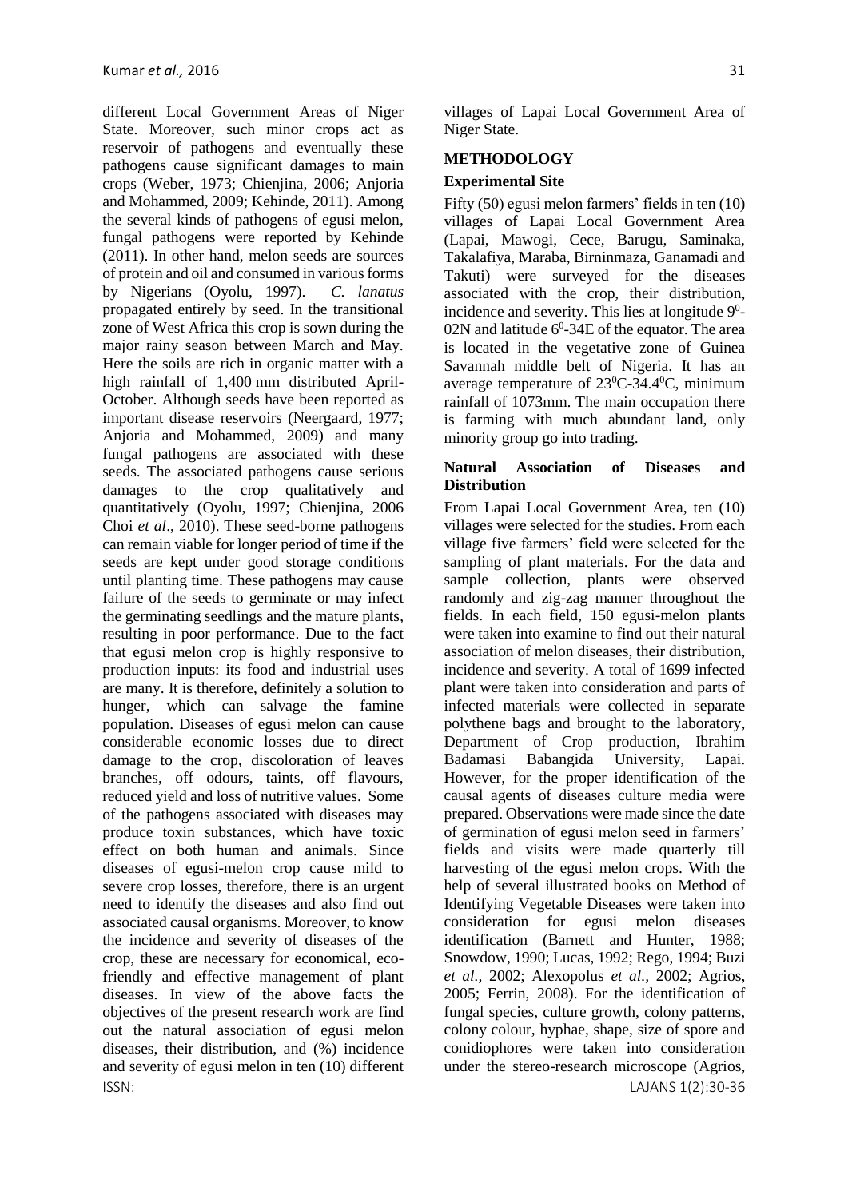different Local Government Areas of Niger State. Moreover, such minor crops act as reservoir of pathogens and eventually these pathogens cause significant damages to main crops (Weber, 1973; Chienjina, 2006; Anjoria and Mohammed, 2009; Kehinde, 2011). Among the several kinds of pathogens of egusi melon, fungal pathogens were reported by Kehinde (2011). In other hand, melon seeds are sources of protein and oil and consumed in various forms by Nigerians (Oyolu, 1997). *C. lanatus* propagated entirely by seed. In the transitional zone of West Africa this crop is sown during the major rainy season between March and May. Here the soils are rich in organic matter with a high rainfall of 1,400 mm distributed April-October. Although seeds have been reported as important disease reservoirs (Neergaard, 1977; Anjoria and Mohammed, 2009) and many fungal pathogens are associated with these seeds. The associated pathogens cause serious damages to the crop qualitatively and quantitatively (Oyolu, 1997; Chienjina, 2006 Choi *et al*., 2010). These seed-borne pathogens can remain viable for longer period of time if the seeds are kept under good storage conditions until planting time. These pathogens may cause failure of the seeds to germinate or may infect the germinating seedlings and the mature plants, resulting in poor performance. Due to the fact that egusi melon crop is highly responsive to production inputs: its food and industrial uses are many. It is therefore, definitely a solution to hunger, which can salvage the famine population. Diseases of egusi melon can cause considerable economic losses due to direct damage to the crop, discoloration of leaves branches, off odours, taints, off flavours, reduced yield and loss of nutritive values. Some of the pathogens associated with diseases may produce toxin substances, which have toxic effect on both human and animals. Since diseases of egusi-melon crop cause mild to severe crop losses, therefore, there is an urgent need to identify the diseases and also find out associated causal organisms. Moreover, to know the incidence and severity of diseases of the crop, these are necessary for economical, eco-friendly and effective management of plant diseases. In view of the above facts the objectives of the present research work are find out the natural association of egusi melon diseases, their distribution, and (%) incidence and severity of egusi melon in ten (10) different villages of Lapai Local Government Area of Niger State.

## METHODOLOGY

### Experimental Site

Fifty (50) egusi melon farmers' fields in ten (10) villages of Lapai Local Government Area (Lapai, Mawogi, Cece, Barugu, Saminaka, Takalafiya, Maraba, Birninmaza, Ganamadi and Takuti) were surveyed for the diseases associated with the crop, their distribution, incidence and severity. This lies at longitude $9^0$-02N and latitude $6^0$-34E of the equator. The area is located in the vegetative zone of Guinea Savannah middle belt of Nigeria. It has an average temperature of $23^0$C-$34.4^0$C, minimum rainfall of 1073mm. The main occupation there is farming with much abundant land, only minority group go into trading.

### Natural Association of Diseases and Distribution

From Lapai Local Government Area, ten (10) villages were selected for the studies. From each village five farmers' field were selected for the sampling of plant materials. For the data and sample collection, plants were observed randomly and zig-zag manner throughout the fields. In each field, 150 egusi-melon plants were taken into examine to find out their natural association of melon diseases, their distribution, incidence and severity. A total of 1699 infected plant were taken into consideration and parts of infected materials were collected in separate polythene bags and brought to the laboratory, Department of Crop production, Ibrahim Badamasi Babangida University, Lapai. However, for the proper identification of the causal agents of diseases culture media were prepared. Observations were made since the date of germination of egusi melon seed in farmers' fields and visits were made quarterly till harvesting of the egusi melon crops. With the help of several illustrated books on Method of Identifying Vegetable Diseases were taken into consideration for egusi melon diseases identification (Barnett and Hunter, 1988; Snowdow, 1990; Lucas, 1992; Rego, 1994; Buzi *et al.,* 2002; Alexopolus *et al.,* 2002; Agrios, 2005; Ferrin, 2008). For the identification of fungal species, culture growth, colony patterns, colony colour, hyphae, shape, size of spore and conidiophores were taken into consideration under the stereo-research microscope (Agrios,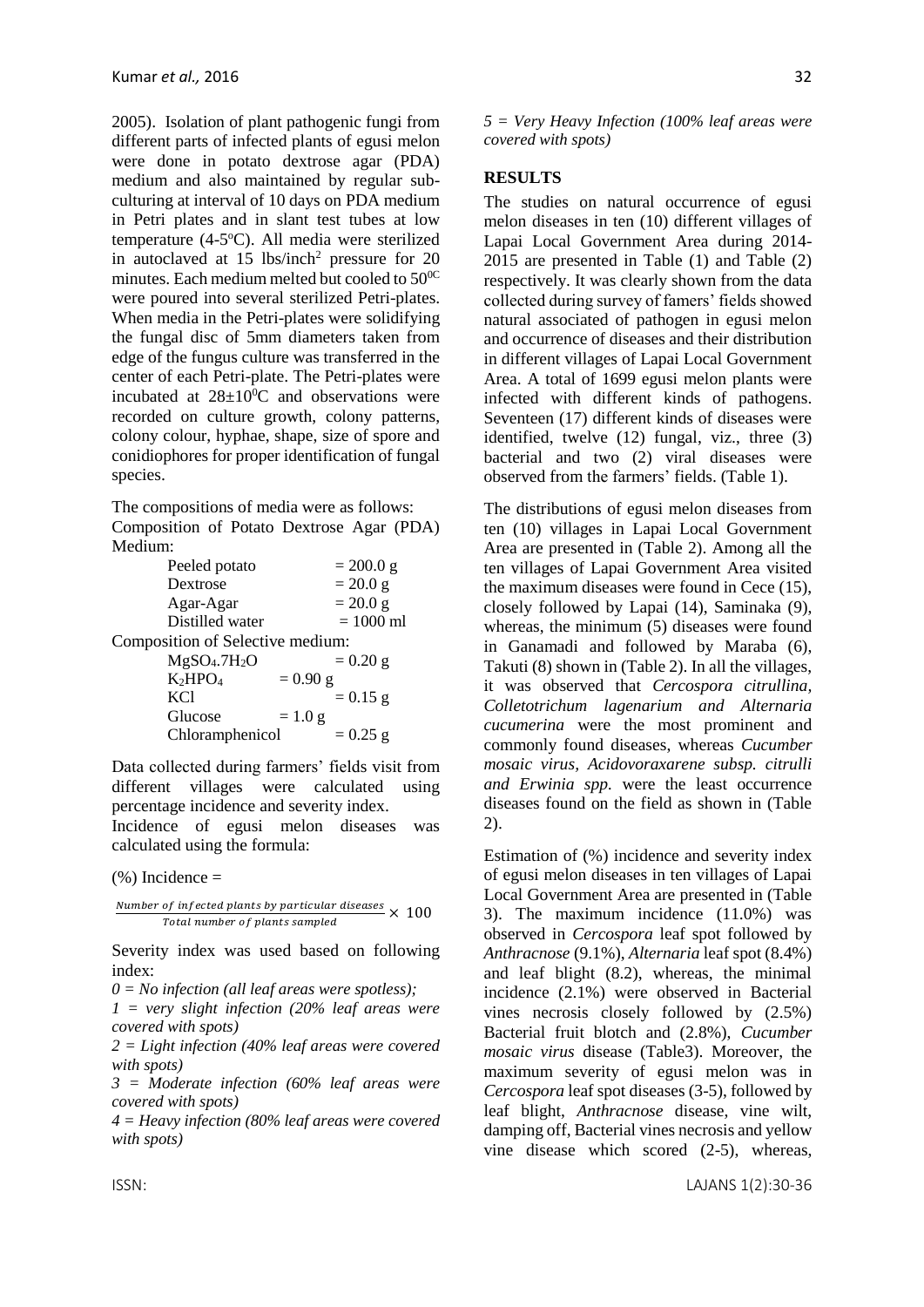2005). Isolation of plant pathogenic fungi from different parts of infected plants of egusi melon were done in potato dextrose agar (PDA) medium and also maintained by regular sub-culturing at interval of 10 days on PDA medium in Petri plates and in slant test tubes at low temperature (4-5°C). All media were sterilized in autoclaved at 15 lbs/inch$^2$ pressure for 20 minutes. Each medium melted but cooled to $50^{0C}$ were poured into several sterilized Petri-plates. When media in the Petri-plates were solidifying the fungal disc of 5mm diameters taken from edge of the fungus culture was transferred in the center of each Petri-plate. The Petri-plates were incubated at $28\pm10^0$C and observations were recorded on culture growth, colony patterns, colony colour, hyphae, shape, size of spore and conidiophores for proper identification of fungal species.

The compositions of media were as follows:

Composition of Potato Dextrose Agar (PDA) Medium:

| | |
|---|---|
| Peeled potato | = 200.0 g |
| Dextrose | = 20.0 g |
| Agar-Agar | = 20.0 g |
| Distilled water | = 1000 ml |

Composition of Selective medium:

| | |
|---|---|
| $MgSO_4.7H_2O$ | = 0.20 g |
| $K_2HPO_4$ | = 0.90 g |
| KCl | = 0.15 g |
| Glucose | = 1.0 g |
| Chloramphenicol | = 0.25 g |

Data collected during farmers' fields visit from different villages were calculated using percentage incidence and severity index.

Incidence of egusi melon diseases was calculated using the formula:

(%) Incidence =

$$\frac{Number\ of\ infected\ plants\ by\ particular\ diseases}{Total\ number\ of\ plants\ sampled} \times 100$$

Severity index was used based on following index:

*0 = No infection (all leaf areas were spotless);*

*1 = very slight infection (20% leaf areas were covered with spots)*

*2 = Light infection (40% leaf areas were covered with spots)*

*3 = Moderate infection (60% leaf areas were covered with spots)*

*4 = Heavy infection (80% leaf areas were covered with spots)*

*5 = Very Heavy Infection (100% leaf areas were covered with spots)*

## RESULTS

The studies on natural occurrence of egusi melon diseases in ten (10) different villages of Lapai Local Government Area during 2014-2015 are presented in Table (1) and Table (2) respectively. It was clearly shown from the data collected during survey of famers' fields showed natural associated of pathogen in egusi melon and occurrence of diseases and their distribution in different villages of Lapai Local Government Area. A total of 1699 egusi melon plants were infected with different kinds of pathogens. Seventeen (17) different kinds of diseases were identified, twelve (12) fungal, viz., three (3) bacterial and two (2) viral diseases were observed from the farmers' fields. (Table 1).

The distributions of egusi melon diseases from ten (10) villages in Lapai Local Government Area are presented in (Table 2). Among all the ten villages of Lapai Government Area visited the maximum diseases were found in Cece (15), closely followed by Lapai (14), Saminaka (9), whereas, the minimum (5) diseases were found in Ganamadi and followed by Maraba (6), Takuti (8) shown in (Table 2). In all the villages, it was observed that *Cercospora citrullina, Colletotrichum lagenarium and Alternaria cucumerina* were the most prominent and commonly found diseases, whereas *Cucumber mosaic virus, Acidovoraxarene subsp. citrulli and Erwinia spp.* were the least occurrence diseases found on the field as shown in (Table 2).

Estimation of (%) incidence and severity index of egusi melon diseases in ten villages of Lapai Local Government Area are presented in (Table 3). The maximum incidence (11.0%) was observed in *Cercospora* leaf spot followed by *Anthracnose* (9.1%), *Alternaria* leaf spot (8.4%) and leaf blight (8.2), whereas, the minimal incidence (2.1%) were observed in Bacterial vines necrosis closely followed by (2.5%) Bacterial fruit blotch and (2.8%), *Cucumber mosaic virus* disease (Table3). Moreover, the maximum severity of egusi melon was in *Cercospora* leaf spot diseases (3-5), followed by leaf blight, *Anthracnose* disease, vine wilt, damping off, Bacterial vines necrosis and yellow vine disease which scored (2-5), whereas,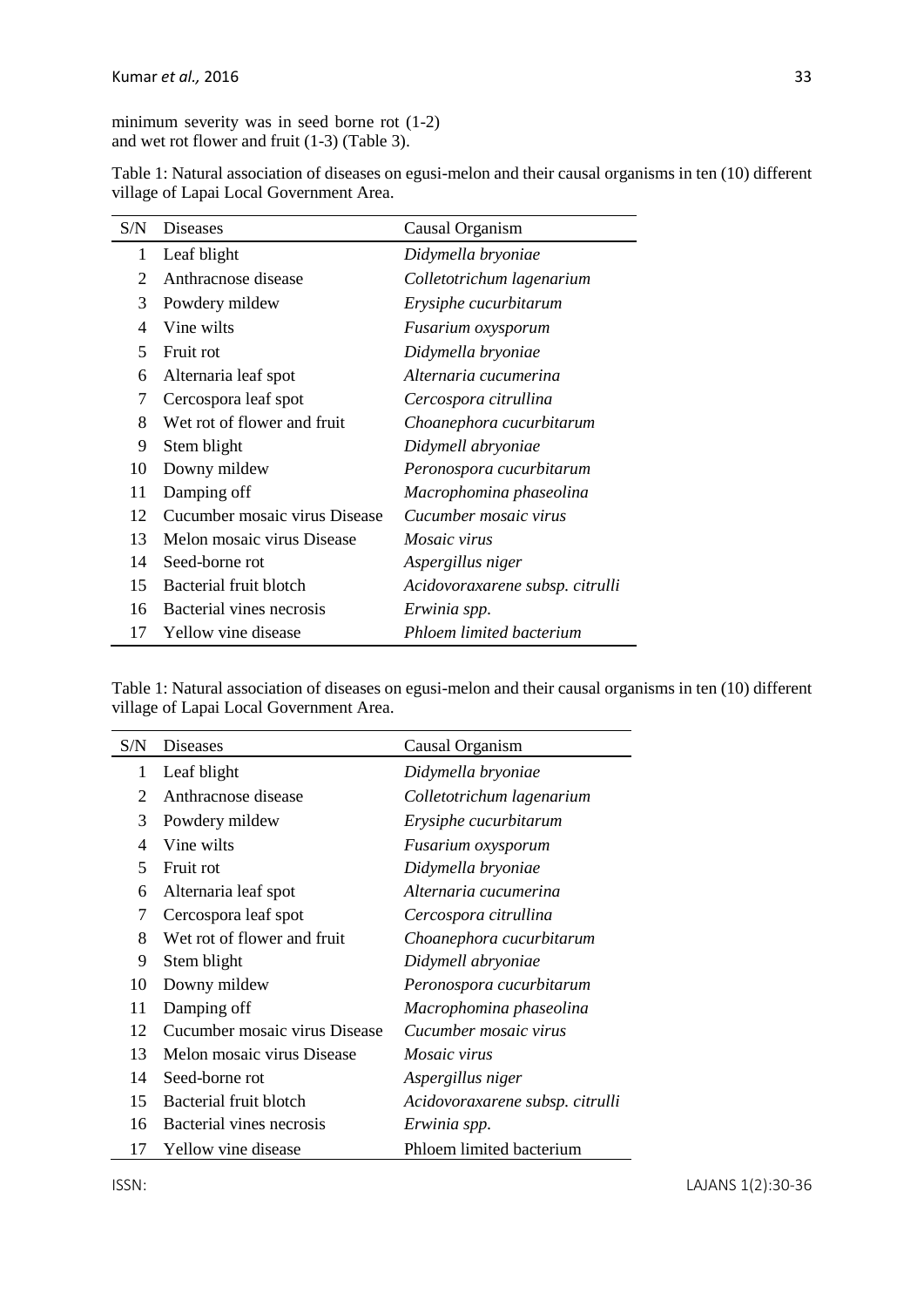minimum severity was in seed borne rot (1-2) and wet rot flower and fruit (1-3) (Table 3).

Table 1: Natural association of diseases on egusi-melon and their causal organisms in ten (10) different village of Lapai Local Government Area.

| S/N | Diseases | Causal Organism |
|---|---|---|
| 1 | Leaf blight | *Didymella bryoniae* |
| 2 | Anthracnose disease | *Colletotrichum lagenarium* |
| 3 | Powdery mildew | *Erysiphe cucurbitarum* |
| 4 | Vine wilts | *Fusarium oxysporum* |
| 5 | Fruit rot | *Didymella bryoniae* |
| 6 | Alternaria leaf spot | *Alternaria cucumerina* |
| 7 | Cercospora leaf spot | *Cercospora citrullina* |
| 8 | Wet rot of flower and fruit | *Choanephora cucurbitarum* |
| 9 | Stem blight | *Didymell abryoniae* |
| 10 | Downy mildew | *Peronospora cucurbitarum* |
| 11 | Damping off | *Macrophomina phaseolina* |
| 12 | Cucumber mosaic virus Disease | *Cucumber mosaic virus* |
| 13 | Melon mosaic virus Disease | *Mosaic virus* |
| 14 | Seed-borne rot | *Aspergillus niger* |
| 15 | Bacterial fruit blotch | *Acidovoraxarene subsp. citrulli* |
| 16 | Bacterial vines necrosis | *Erwinia spp.* |
| 17 | Yellow vine disease | *Phloem limited bacterium* |

Table 1: Natural association of diseases on egusi-melon and their causal organisms in ten (10) different village of Lapai Local Government Area.

| S/N | Diseases | Causal Organism |
|---|---|---|
| 1 | Leaf blight | *Didymella bryoniae* |
| 2 | Anthracnose disease | *Colletotrichum lagenarium* |
| 3 | Powdery mildew | *Erysiphe cucurbitarum* |
| 4 | Vine wilts | *Fusarium oxysporum* |
| 5 | Fruit rot | *Didymella bryoniae* |
| 6 | Alternaria leaf spot | *Alternaria cucumerina* |
| 7 | Cercospora leaf spot | *Cercospora citrullina* |
| 8 | Wet rot of flower and fruit | *Choanephora cucurbitarum* |
| 9 | Stem blight | *Didymell abryoniae* |
| 10 | Downy mildew | *Peronospora cucurbitarum* |
| 11 | Damping off | *Macrophomina phaseolina* |
| 12 | Cucumber mosaic virus Disease | *Cucumber mosaic virus* |
| 13 | Melon mosaic virus Disease | *Mosaic virus* |
| 14 | Seed-borne rot | *Aspergillus niger* |
| 15 | Bacterial fruit blotch | *Acidovoraxarene subsp. citrulli* |
| 16 | Bacterial vines necrosis | *Erwinia spp.* |
| 17 | Yellow vine disease | Phloem limited bacterium |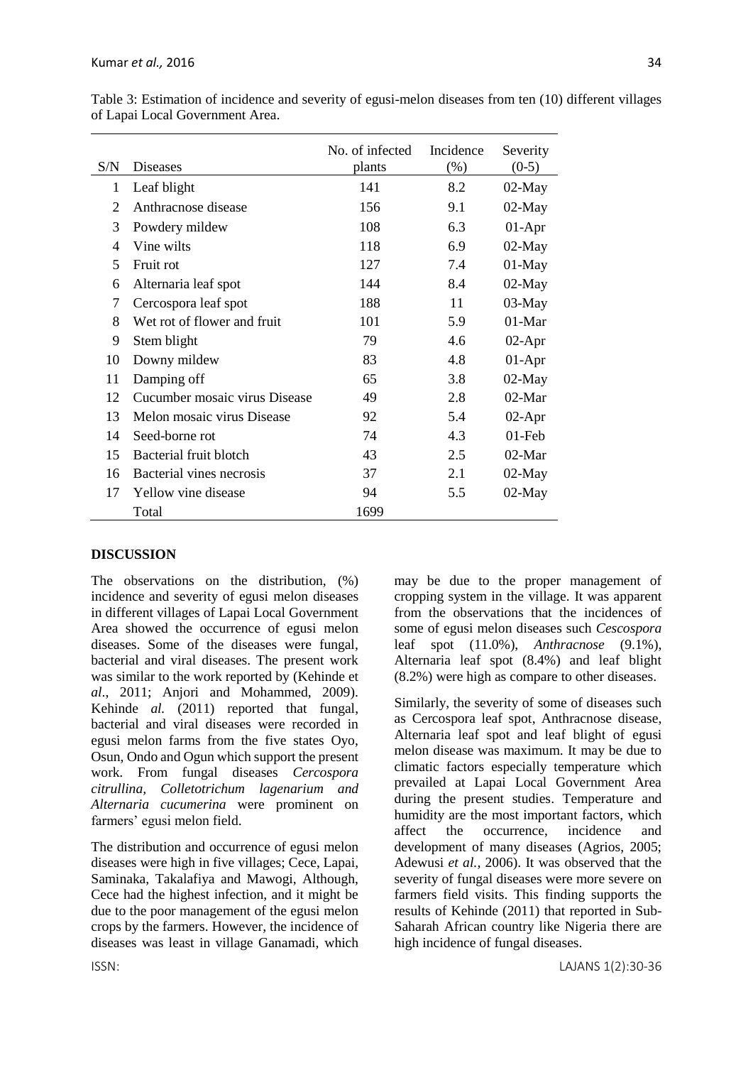Table 3: Estimation of incidence and severity of egusi-melon diseases from ten (10) different villages of Lapai Local Government Area.

| S/N | Diseases | No. of infected plants | Incidence (%) | Severity (0-5) |
|---|---|---|---|---|
| 1 | Leaf blight | 141 | 8.2 | 02-May |
| 2 | Anthracnose disease | 156 | 9.1 | 02-May |
| 3 | Powdery mildew | 108 | 6.3 | 01-Apr |
| 4 | Vine wilts | 118 | 6.9 | 02-May |
| 5 | Fruit rot | 127 | 7.4 | 01-May |
| 6 | Alternaria leaf spot | 144 | 8.4 | 02-May |
| 7 | Cercospora leaf spot | 188 | 11 | 03-May |
| 8 | Wet rot of flower and fruit | 101 | 5.9 | 01-Mar |
| 9 | Stem blight | 79 | 4.6 | 02-Apr |
| 10 | Downy mildew | 83 | 4.8 | 01-Apr |
| 11 | Damping off | 65 | 3.8 | 02-May |
| 12 | Cucumber mosaic virus Disease | 49 | 2.8 | 02-Mar |
| 13 | Melon mosaic virus Disease | 92 | 5.4 | 02-Apr |
| 14 | Seed-borne rot | 74 | 4.3 | 01-Feb |
| 15 | Bacterial fruit blotch | 43 | 2.5 | 02-Mar |
| 16 | Bacterial vines necrosis | 37 | 2.1 | 02-May |
| 17 | Yellow vine disease | 94 | 5.5 | 02-May |
| | Total | 1699 | | |

## DISCUSSION

The observations on the distribution, (%) incidence and severity of egusi melon diseases in different villages of Lapai Local Government Area showed the occurrence of egusi melon diseases. Some of the diseases were fungal, bacterial and viral diseases. The present work was similar to the work reported by (Kehinde et *al*., 2011; Anjori and Mohammed, 2009). Kehinde *al.* (2011) reported that fungal, bacterial and viral diseases were recorded in egusi melon farms from the five states Oyo, Osun, Ondo and Ogun which support the present work. From fungal diseases *Cercospora citrullina, Colletotrichum lagenarium and Alternaria cucumerina* were prominent on farmers' egusi melon field.

The distribution and occurrence of egusi melon diseases were high in five villages; Cece, Lapai, Saminaka, Takalafiya and Mawogi, Although, Cece had the highest infection, and it might be due to the poor management of the egusi melon crops by the farmers. However, the incidence of diseases was least in village Ganamadi, which may be due to the proper management of cropping system in the village. It was apparent from the observations that the incidences of some of egusi melon diseases such *Cescospora* leaf spot (11.0%), *Anthracnose* (9.1%), Alternaria leaf spot (8.4%) and leaf blight (8.2%) were high as compare to other diseases.

Similarly, the severity of some of diseases such as Cercospora leaf spot, Anthracnose disease, Alternaria leaf spot and leaf blight of egusi melon disease was maximum. It may be due to climatic factors especially temperature which prevailed at Lapai Local Government Area during the present studies. Temperature and humidity are the most important factors, which affect the occurrence, incidence and development of many diseases (Agrios, 2005; Adewusi *et al.,* 2006). It was observed that the severity of fungal diseases were more severe on farmers field visits. This finding supports the results of Kehinde (2011) that reported in Sub-Saharah African country like Nigeria there are high incidence of fungal diseases.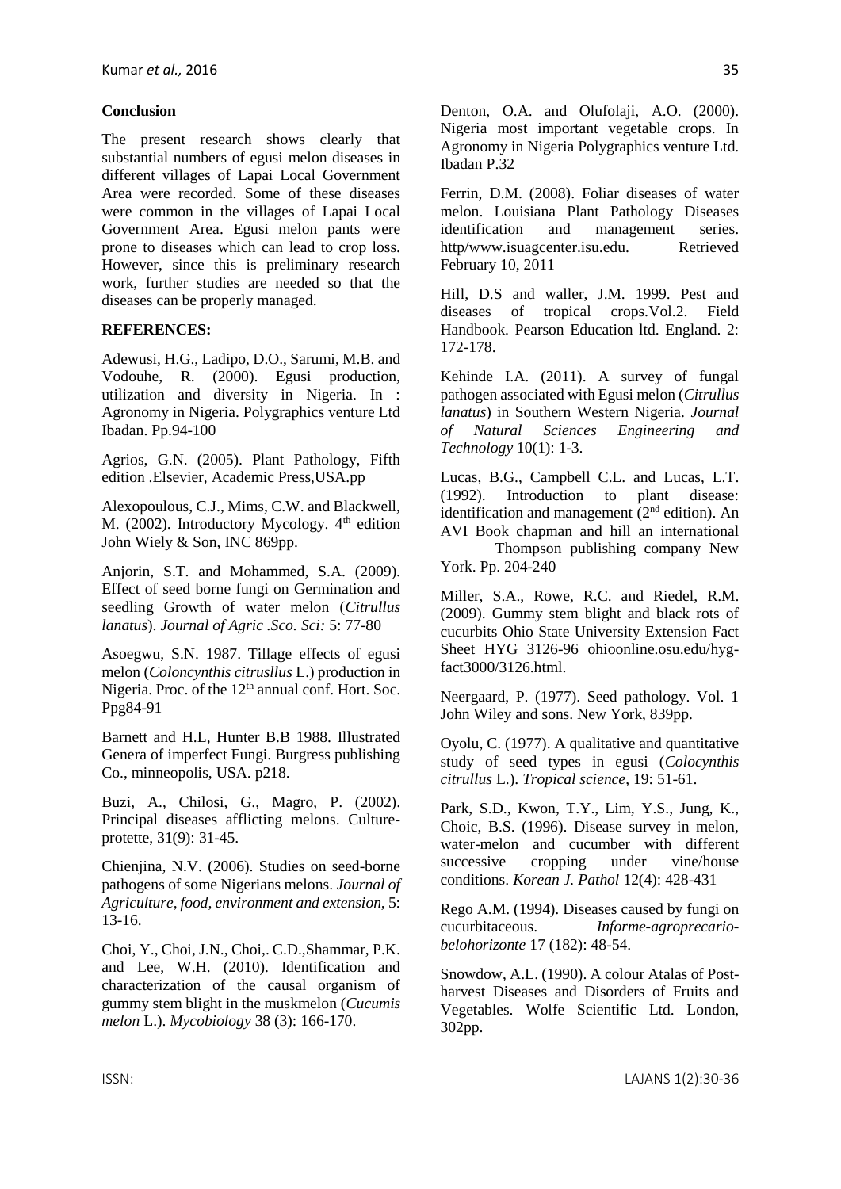## Conclusion

The present research shows clearly that substantial numbers of egusi melon diseases in different villages of Lapai Local Government Area were recorded. Some of these diseases were common in the villages of Lapai Local Government Area. Egusi melon pants were prone to diseases which can lead to crop loss. However, since this is preliminary research work, further studies are needed so that the diseases can be properly managed.

## REFERENCES:

Adewusi, H.G., Ladipo, D.O., Sarumi, M.B. and Vodouhe, R. (2000). Egusi production, utilization and diversity in Nigeria. In : Agronomy in Nigeria. Polygraphics venture Ltd Ibadan. Pp.94-100

Agrios, G.N. (2005). Plant Pathology, Fifth edition .Elsevier, Academic Press,USA.pp

Alexopoulous, C.J., Mims, C.W. and Blackwell, M. (2002). Introductory Mycology. 4th edition John Wiely & Son, INC 869pp.

Anjorin, S.T. and Mohammed, S.A. (2009). Effect of seed borne fungi on Germination and seedling Growth of water melon (*Citrullus lanatus*). *Journal of Agric .Sco. Sci:* 5: 77-80

Asoegwu, S.N. 1987. Tillage effects of egusi melon (*Coloncynthis citrusllus* L.) production in Nigeria. Proc. of the 12th annual conf. Hort. Soc. Ppg84-91

Barnett and H.L, Hunter B.B 1988. Illustrated Genera of imperfect Fungi. Burgress publishing Co., minneopolis, USA. p218.

Buzi, A., Chilosi, G., Magro, P. (2002). Principal diseases afflicting melons. Culture-protette, 31(9): 31-45.

Chienjina, N.V. (2006). Studies on seed-borne pathogens of some Nigerians melons. *Journal of Agriculture, food, environment and extension,* 5: 13-16.

Choi, Y., Choi, J.N., Choi,. C.D.,Shammar, P.K. and Lee, W.H. (2010). Identification and characterization of the causal organism of gummy stem blight in the muskmelon (*Cucumis melon* L.). *Mycobiology* 38 (3): 166-170.

Denton, O.A. and Olufolaji, A.O. (2000). Nigeria most important vegetable crops. In Agronomy in Nigeria Polygraphics venture Ltd. Ibadan P.32

Ferrin, D.M. (2008). Foliar diseases of water melon. Louisiana Plant Pathology Diseases identification and management series. http/www.isuagcenter.isu.edu. Retrieved February 10, 2011

Hill, D.S and waller, J.M. 1999. Pest and diseases of tropical crops.Vol.2. Field Handbook. Pearson Education ltd. England. 2: 172-178.

Kehinde I.A. (2011). A survey of fungal pathogen associated with Egusi melon (*Citrullus lanatus*) in Southern Western Nigeria. *Journal of Natural Sciences Engineering and Technology* 10(1): 1-3.

Lucas, B.G., Campbell C.L. and Lucas, L.T. (1992). Introduction to plant disease: identification and management (2nd edition). An AVI Book chapman and hill an international Thompson publishing company New York. Pp. 204-240

Miller, S.A., Rowe, R.C. and Riedel, R.M. (2009). Gummy stem blight and black rots of cucurbits Ohio State University Extension Fact Sheet HYG 3126-96 ohioonline.osu.edu/hyg-fact3000/3126.html.

Neergaard, P. (1977). Seed pathology. Vol. 1 John Wiley and sons. New York, 839pp.

Oyolu, C. (1977). A qualitative and quantitative study of seed types in egusi (*Colocynthis citrullus* L.). *Tropical science*, 19: 51-61.

Park, S.D., Kwon, T.Y., Lim, Y.S., Jung, K., Choic, B.S. (1996). Disease survey in melon, water-melon and cucumber with different successive cropping under vine/house conditions. *Korean J. Pathol* 12(4): 428-431

Rego A.M. (1994). Diseases caused by fungi on cucurbitaceous. *Informe-agroprecario-belohorizonte* 17 (182): 48-54.

Snowdow, A.L. (1990). A colour Atalas of Post-harvest Diseases and Disorders of Fruits and Vegetables. Wolfe Scientific Ltd. London, 302pp.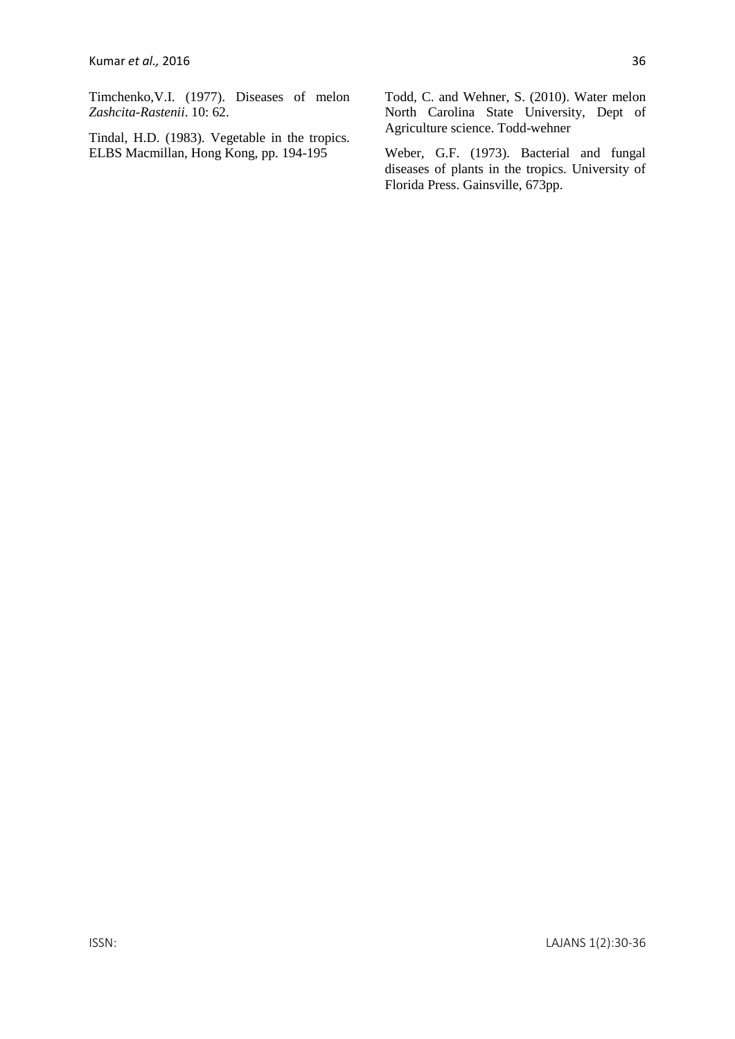Timchenko,V.I. (1977). Diseases of melon *Zashcita-Rastenii*. 10: 62.

Tindal, H.D. (1983). Vegetable in the tropics. ELBS Macmillan, Hong Kong, pp. 194-195

Todd, C. and Wehner, S. (2010). Water melon North Carolina State University, Dept of Agriculture science. Todd-wehner

Weber, G.F. (1973). Bacterial and fungal diseases of plants in the tropics. University of Florida Press. Gainsville, 673pp.